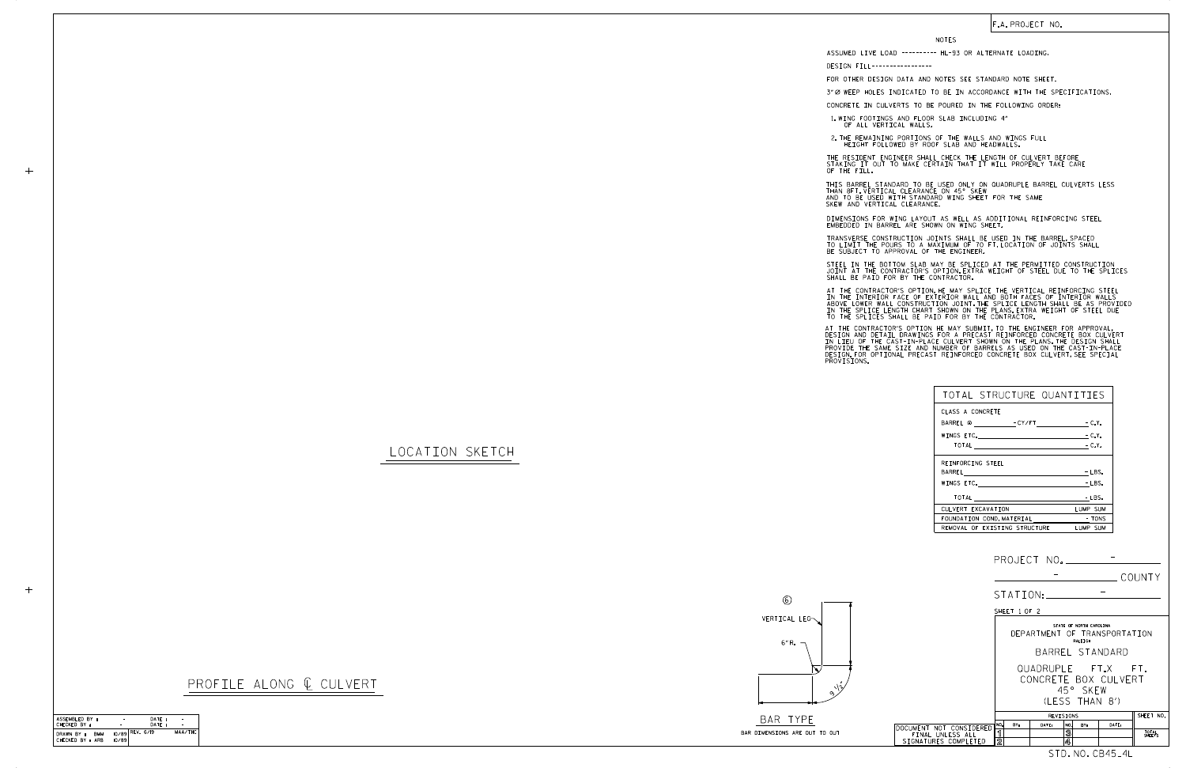F.A. PROJECT NO.

## NOTES

ASSUMED LIVE LOAD ---------- HL-93 OR ALTERNATE LOADING.

DESIGN FILL-----------------

FOR OTHER DESIGN DATA AND NOTES SEE STANDARD NOTE SHEET.

3" Ø WEEP HOLES INDICATED TO BE IN ACCORDANCE WITH THE SPECIFICATIONS.

CONCRETE IN CULVERTS TO BE POURED IN THE FOLLOWING ORDER:

1. WING FOOTINGS AND FLOOR SLAB INCLUDING 4" OF ALL VERTICAL WALLS.
2. THE REMAINING PORTIONS OF THE WALLS AND WINGS FULL HEIGHT FOLLOWED BY ROOF SLAB AND HEADWALLS.

THE RESIDENT ENGINEER SHALL CHECK THE LENGTH OF CULVERT BEFORE STAKING IT OUT TO MAKE CERTAIN THAT IT WILL PROPERLY TAKE CARE OF THE FILL.

THIS BARREL STANDARD TO BE USED ONLY ON QUADRUPLE BARREL CULVERTS LESS THAN 8FT. VERTICAL CLEARANCE ON 45° SKEW AND TO BE USED WITH STANDARD WING SHEET FOR THE SAME SKEW AND VERTICAL CLEARANCE.

DIMENSIONS FOR WING LAYOUT AS WELL AS ADDITIONAL REINFORCING STEEL EMBEDDED IN BARREL ARE SHOWN ON WING SHEET.

TRANSVERSE CONSTRUCTION JOINTS SHALL BE USED IN THE BARREL, SPACED TO LIMIT THE POURS TO A MAXIMUM OF 70 FT. LOCATION OF JOINTS SHALL BE SUBJECT TO APPROVAL OF THE ENGINEER.

STEEL IN THE BOTTOM SLAB MAY BE SPLICED AT THE PERMITTED CONSTRUCTION JOINT AT THE CONTRACTOR'S OPTION. EXTRA WEIGHT OF STEEL DUE TO THE SPLICES SHALL BE PAID FOR BY THE CONTRACTOR.

AT THE CONTRACTOR'S OPTION, HE MAY SPLICE THE VERTICAL REINFORCING STEEL IN THE INTERIOR FACE OF EXTERIOR WALL AND BOTH FACES OF INTERIOR WALLS ABOVE LOWER WALL CONSTRUCTION JOINT. THE SPLICE LENGTH SHALL BE AS PROVIDED IN THE SPLICE LENGTH CHART SHOWN ON THE PLANS. EXTRA WEIGHT OF STEEL DUE TO THE SPLICES SHALL BE PAID FOR BY THE CONTRACTOR.

AT THE CONTRACTOR'S OPTION HE MAY SUBMIT, TO THE ENGINEER FOR APPROVAL, DESIGN AND DETAIL DRAWINGS FOR A PRECAST REINFORCED CONCRETE BOX CULVERT IN LIEU OF THE CAST-IN-PLACE CULVERT SHOWN ON THE PLANS. THE DESIGN SHALL PROVIDE THE SAME SIZE AND NUMBER OF BARRELS AS USED ON THE CAST-IN-PLACE DESIGN. FOR OPTIONAL PRECAST REINFORCED CONCRETE BOX CULVERT, SEE SPECIAL PROVISIONS.

| TOTAL STRUCTURE QUANTITIES | |
|---|---|
| CLASS A CONCRETE | |
| BARREL @ ________ -CY/FT ________ | - C.Y. |
| WINGS ETC. | - C.Y. |
| TOTAL | - C.Y. |
| REINFORCING STEEL | |
| BARREL | - LBS. |
| WINGS ETC. | - LBS. |
| TOTAL | - LBS. |
| CULVERT EXCAVATION | LUMP SUM |
| FOUNDATION COND. MATERIAL | - TONS |
| REMOVAL OF EXISTING STRUCTURE | LUMP SUM |

LOCATION SKETCH

PROFILE ALONG ℄ CULVERT

⑥ VERTICAL LEG — 6" R. — 9 1/2"

BAR TYPE

BAR DIMENSIONS ARE OUT TO OUT

PROJECT NO. ________ -

________ - ________ COUNTY

STATION: ________ -

SHEET 1 OF 2

STATE OF NORTH CAROLINA
DEPARTMENT OF TRANSPORTATION
RALEIGH

BARREL STANDARD

QUADRUPLE FT.X FT.
CONCRETE BOX CULVERT
45° SKEW
(LESS THAN 8')

| REVISIONS | | | | | | | SHEET NO. |
|---|---|---|---|---|---|---|---|
| NO. | BY: | DATE: | NO. | BY: | DATE: | | |
| 1 | | | 3 | | | | TOTAL SHEETS |
| 2 | | | 4 | | | | |

DOCUMENT NOT CONSIDERED FINAL UNLESS ALL SIGNATURES COMPLETED

| ASSEMBLED BY : | - | DATE : | - |
|---|---|---|---|
| CHECKED BY : | - | DATE : | - |
| DRAWN BY : BMM 10/89 | REV. 6/19 | | MAA/THC |
| CHECKED BY : ARB 10/89 | | | |

STD. NO. CB45_4L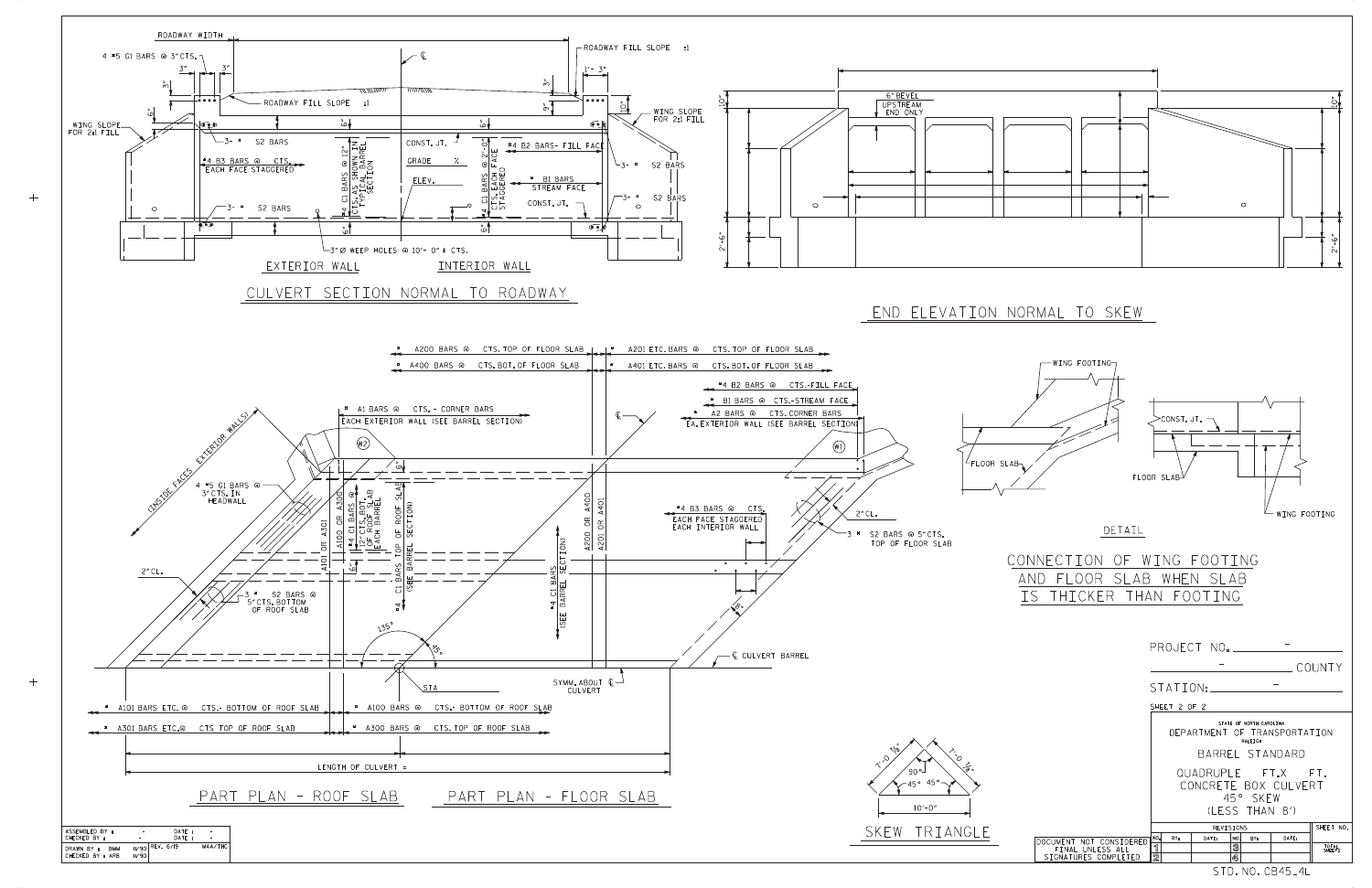## CULVERT SECTION NORMAL TO ROADWAY

ROADWAY WIDTH

ROADWAY FILL SLOPE :1

4 #5 G1 BARS @ 3" CTS.

3" 3" 3"

1'- 3" 3" 9" 10" 6"

WING SLOPE FOR 2:1 FILL

ROADWAY FILL SLOPE :1

3- # S2 BARS

#4 B3 BARS @ CTS. EACH FACE STAGGERED

#4 C1 BARS @ 12" CTS. AS SHOWN IN TYPICAL BARREL SECTION

CONST. JT.

GRADE %

ELEV.

#4 C1 BARS @ 2'-0" CTS. EACH FACE STAGGERED

#4 B2 BARS- FILL FACE

# B1 BARS STREAM FACE

CONST. JT.

3- # S2 BARS

3- # S2 BARS

3- # S2 BARS

3" Ø WEEP HOLES @ 10'- 0" ± CTS.

EXTERIOR WALL

INTERIOR WALL

## END ELEVATION NORMAL TO SKEW

6" BEVEL UPSTREAM END ONLY

10" 2'-6" 10" 2'-6"

## PART PLAN - ROOF SLAB / PART PLAN - FLOOR SLAB

# A200 BARS @ CTS. TOP OF FLOOR SLAB

# A201 ETC. BARS @ CTS. TOP OF FLOOR SLAB

# A400 BARS @ CTS. BOT. OF FLOOR SLAB

# A401 ETC. BARS @ CTS. BOT. OF FLOOR SLAB

#4 B2 BARS @ CTS.-FILL FACE

# B1 BARS @ CTS.-STREAM FACE

# A2 BARS @ CTS. CORNER BARS EA. EXTERIOR WALL (SEE BARREL SECTION)

# A1 BARS @ CTS. - CORNER BARS EACH EXTERIOR WALL (SEE BARREL SECTION)

(INSIDE FACES EXTERIOR WALLS)

4 #5 G1 BARS @ 3" CTS. IN HEADWALL

#2 #1

A101 OR A301

A100 OR A300

#4 C1 BARS BOT. OF ROOF SLAB 12" CTS. EACH BARREL

#4 C1 BARS TOP OF ROOF SLAB (SEE BARREL SECTION)

#4 C1 BARS (SEE BARREL SECTION)

A200 OR A400

A201 OR A401

6" 6" 6"

#4 B3 BARS @ CTS. EACH FACE STAGGERED EACH INTERIOR WALL

2" CL.

3 # S2 BARS @ 5" CTS. TOP OF FLOOR SLAB

2" CL.

3 # S2 BARS @ 5" CTS. BOTTOM OF ROOF SLAB

135° 45°

STA

SYMM. ABOUT ℄ CULVERT

℄ CULVERT BARREL

# A101 BARS ETC. @ CTS.- BOTTOM OF ROOF SLAB

# A100 BARS @ CTS.- BOTTOM OF ROOF SLAB

# A301 BARS ETC. @ CTS TOP OF ROOF SLAB

# A300 BARS @ CTS. TOP OF ROOF SLAB

LENGTH OF CULVERT =

## DETAIL

WING FOOTING

FLOOR SLAB

CONST. JT.

FLOOR SLAB

WING FOOTING

## CONNECTION OF WING FOOTING AND FLOOR SLAB WHEN SLAB IS THICKER THAN FOOTING

## SKEW TRIANGLE

7'-0 7/8" 7'-0 7/8"

90° 45° 45°

10'-0"

PROJECT NO. -

- COUNTY

STATION: -

SHEET 2 OF 2

STATE OF NORTH CAROLINA
DEPARTMENT OF TRANSPORTATION
RALEIGH

BARREL STANDARD

QUADRUPLE FT. X FT.
CONCRETE BOX CULVERT
45° SKEW
(LESS THAN 8')

| REVISIONS | | | | | | SHEET NO. |
|---|---|---|---|---|---|---|
| NO. | BY: | DATE: | NO. | BY: | DATE: | |
| 1 | | | 3 | | | TOTAL SHEETS |
| 2 | | | 4 | | | |

DOCUMENT NOT CONSIDERED FINAL UNLESS ALL SIGNATURES COMPLETED

| | | | | |
|---|---|---|---|---|
| ASSEMBLED BY : | - | DATE : | - | |
| CHECKED BY : | - | DATE : | - | |
| DRAWN BY : BMM | 11/90 | REV. 6/19 | | MAA/THC |
| CHECKED BY : ARB | 11/90 | | | |

STD. NO. CB45_4L